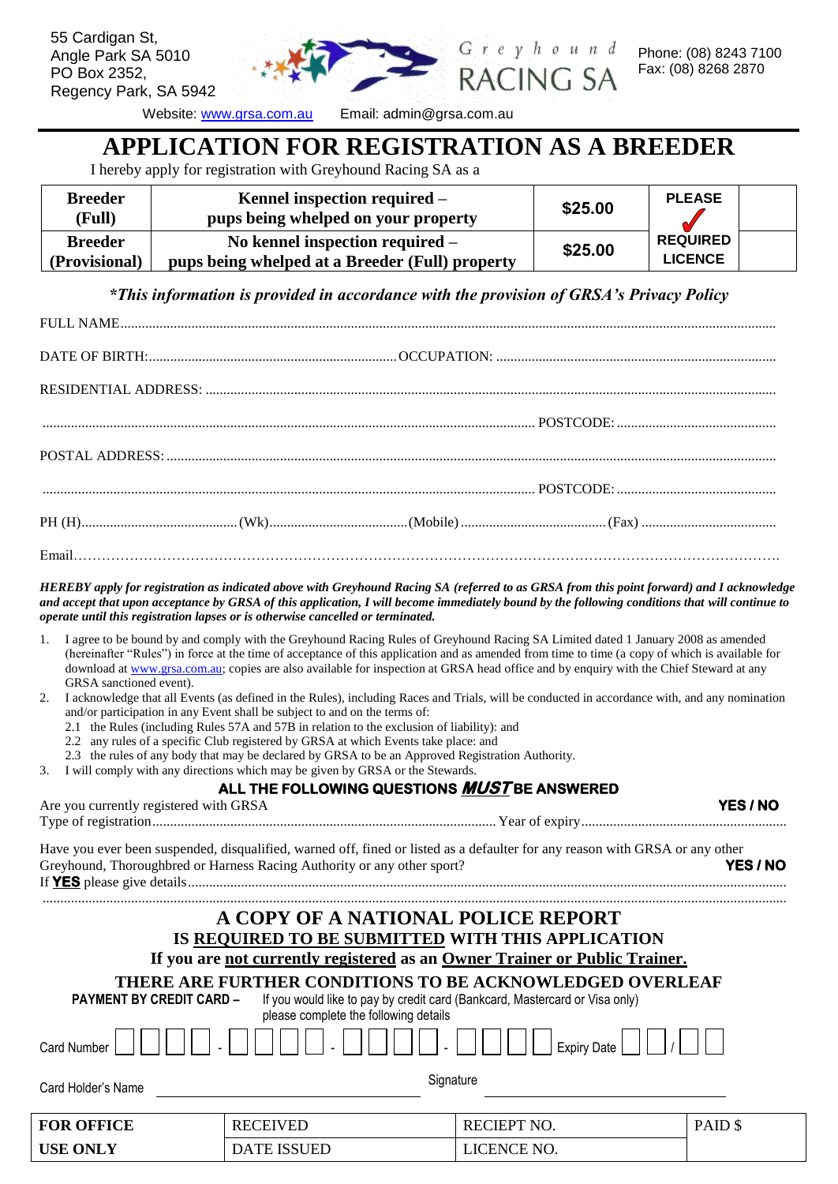55 Cardigan St,
Angle Park SA 5010
PO Box 2352,
Regency Park, SA 5942

Greyhound RACING SA

Phone: (08) 8243 7100
Fax: (08) 8268 2870

Website: www.grsa.com.au Email: admin@grsa.com.au

# APPLICATION FOR REGISTRATION AS A BREEDER

I hereby apply for registration with Greyhound Racing SA as a

| | | | | |
|---|---|---|---|---|
| **Breeder (Full)** | **Kennel inspection required – pups being whelped on your property** | **$25.00** | **PLEASE ✓ REQUIRED LICENCE** | |
| **Breeder (Provisional)** | **No kennel inspection required – pups being whelped at a Breeder (Full) property** | **$25.00** | | |

***This information is provided in accordance with the provision of GRSA's Privacy Policy***

FULL NAME.......................................................................................................................................................

DATE OF BIRTH:......................................................................OCCUPATION: ..............................................................................

RESIDENTIAL ADDRESS: ..............................................................................................................................................

........................................................................................................................................ POSTCODE: .............................................

POSTAL ADDRESS: ..........................................................................................................................................................

........................................................................................................................................ POSTCODE: .............................................

PH (H)............................................(Wk).......................................(Mobile).........................................(Fax) ......................................

Email…………………………………………………………………………………………………………………………….

***HEREBY apply for registration as indicated above with Greyhound Racing SA (referred to as GRSA from this point forward) and I acknowledge and accept that upon acceptance by GRSA of this application, I will become immediately bound by the following conditions that will continue to operate until this registration lapses or is otherwise cancelled or terminated.***

1. I agree to be bound by and comply with the Greyhound Racing Rules of Greyhound Racing SA Limited dated 1 January 2008 as amended (hereinafter "Rules") in force at the time of acceptance of this application and as amended from time to time (a copy of which is available for download at www.grsa.com.au; copies are also available for inspection at GRSA head office and by enquiry with the Chief Steward at any GRSA sanctioned event).
2. I acknowledge that all Events (as defined in the Rules), including Races and Trials, will be conducted in accordance with, and any nomination and/or participation in any Event shall be subject to and on the terms of:
   - 2.1 the Rules (including Rules 57A and 57B in relation to the exclusion of liability): and
   - 2.2 any rules of a specific Club registered by GRSA at which Events take place: and
   - 2.3 the rules of any body that may be declared by GRSA to be an Approved Registration Authority.
3. I will comply with any directions which may be given by GRSA or the Stewards.

**ALL THE FOLLOWING QUESTIONS *MUST* BE ANSWERED**

Are you currently registered with GRSA **YES / NO**

Type of registration.................................................................................................Year of expiry..........................................................

Have you ever been suspended, disqualified, warned off, fined or listed as a defaulter for any reason with GRSA or any other Greyhound, Thoroughbred or Harness Racing Authority or any other sport? **YES / NO**

If **YES** please give details.......................................................................................................................................................

.............................................................................................................................................................................................

## A COPY OF A NATIONAL POLICE REPORT IS REQUIRED TO BE SUBMITTED WITH THIS APPLICATION

**If you are not currently registered as an Owner Trainer or Public Trainer.**

**THERE ARE FURTHER CONDITIONS TO BE ACKNOWLEDGED OVERLEAF**

**PAYMENT BY CREDIT CARD –** If you would like to pay by credit card (Bankcard, Mastercard or Visa only) please complete the following details

Card Number ☐☐☐☐ - ☐☐☐☐ - ☐☐☐☐ - ☐☐☐☐ Expiry Date ☐☐ / ☐☐

Card Holder's Name ______________________ Signature ______________________

| **FOR OFFICE** | RECEIVED | RECIEPT NO. | PAID $ |
|---|---|---|---|
| **USE ONLY** | DATE ISSUED | LICENCE NO. | |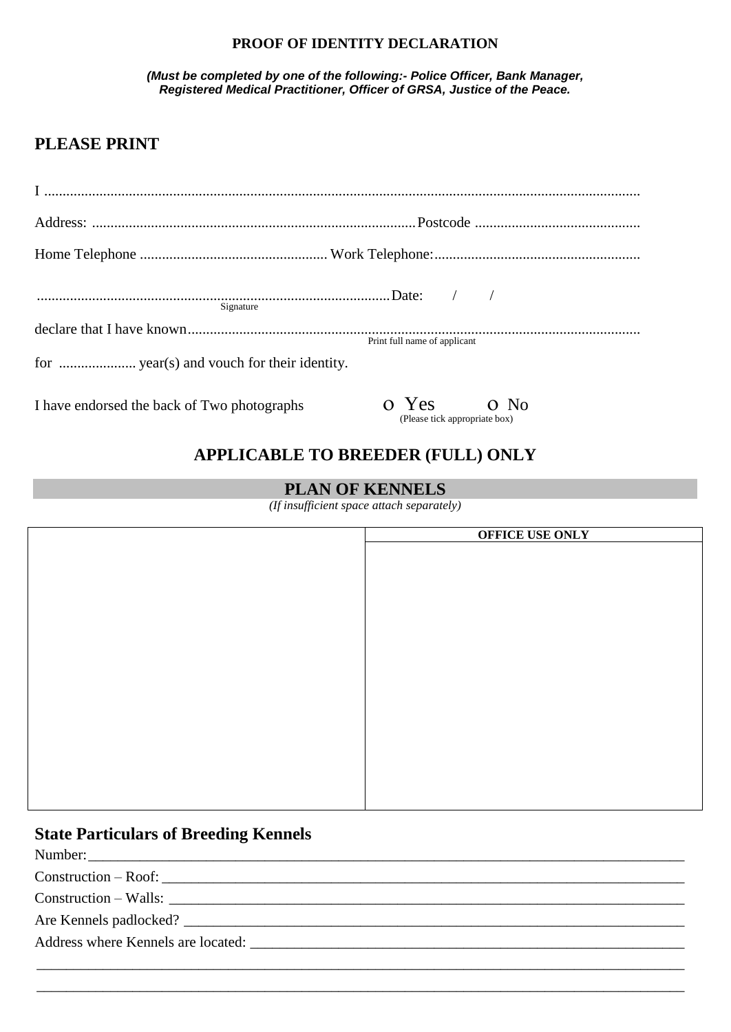**PROOF OF IDENTITY DECLARATION**

***(Must be completed by one of the following:- Police Officer, Bank Manager, Registered Medical Practitioner, Officer of GRSA, Justice of the Peace.***

## PLEASE PRINT

I ..................................................................................................................................................

Address: ........................................................................................ Postcode .............................................

Home Telephone ................................................... Work Telephone:........................................................

................................................................................................ Date: / /
Signature

declare that I have known...........................................................................................................................
Print full name of applicant

for ..................... year(s) and vouch for their identity.

I have endorsed the back of Two photographs o Yes o No
(Please tick appropriate box)

## APPLICABLE TO BREEDER (FULL) ONLY

## PLAN OF KENNELS

*(If insufficient space attach separately)*

| | OFFICE USE ONLY |
|---|---|
| | |

## State Particulars of Breeding Kennels

Number:_______________________________________________________________________________

Construction – Roof: ___________________________________________________________________

Construction – Walls: __________________________________________________________________

Are Kennels padlocked? ________________________________________________________________

Address where Kennels are located: ______________________________________________________

_____________________________________________________________________________________

_____________________________________________________________________________________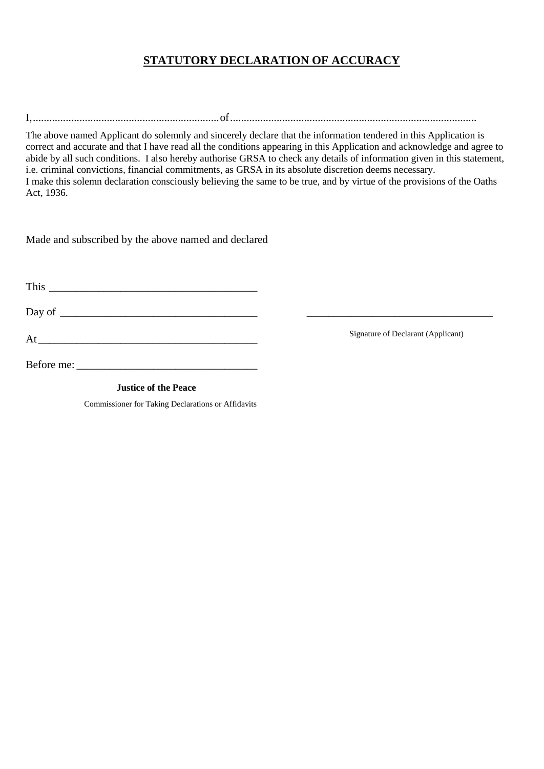# STATUTORY DECLARATION OF ACCURACY

I,....................................................................of..........................................................................................

The above named Applicant do solemnly and sincerely declare that the information tendered in this Application is correct and accurate and that I have read all the conditions appearing in this Application and acknowledge and agree to abide by all such conditions. I also hereby authorise GRSA to check any details of information given in this statement, i.e. criminal convictions, financial commitments, as GRSA in its absolute discretion deems necessary.
I make this solemn declaration consciously believing the same to be true, and by virtue of the provisions of the Oaths Act, 1936.

Made and subscribed by the above named and declared

This ______________________________________

Day of ____________________________________

At ________________________________________

Before me: _________________________________

**Justice of the Peace**

Commissioner for Taking Declarations or Affidavits

___________________________________

Signature of Declarant (Applicant)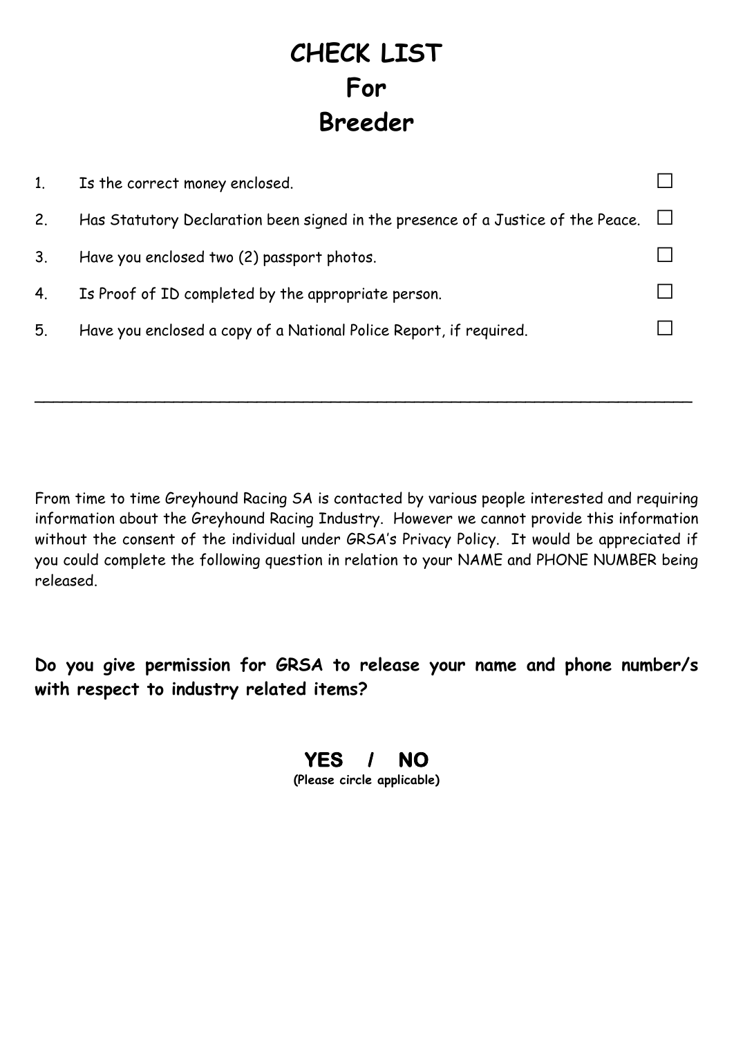# CHECK LIST
# For
# Breeder

1. Is the correct money enclosed. ☐
2. Has Statutory Declaration been signed in the presence of a Justice of the Peace. ☐
3. Have you enclosed two (2) passport photos. ☐
4. Is Proof of ID completed by the appropriate person. ☐
5. Have you enclosed a copy of a National Police Report, if required. ☐

---

From time to time Greyhound Racing SA is contacted by various people interested and requiring information about the Greyhound Racing Industry. However we cannot provide this information without the consent of the individual under GRSA's Privacy Policy. It would be appreciated if you could complete the following question in relation to your NAME and PHONE NUMBER being released.

**Do you give permission for GRSA to release your name and phone number/s with respect to industry related items?**

**YES / NO**

**(Please circle applicable)**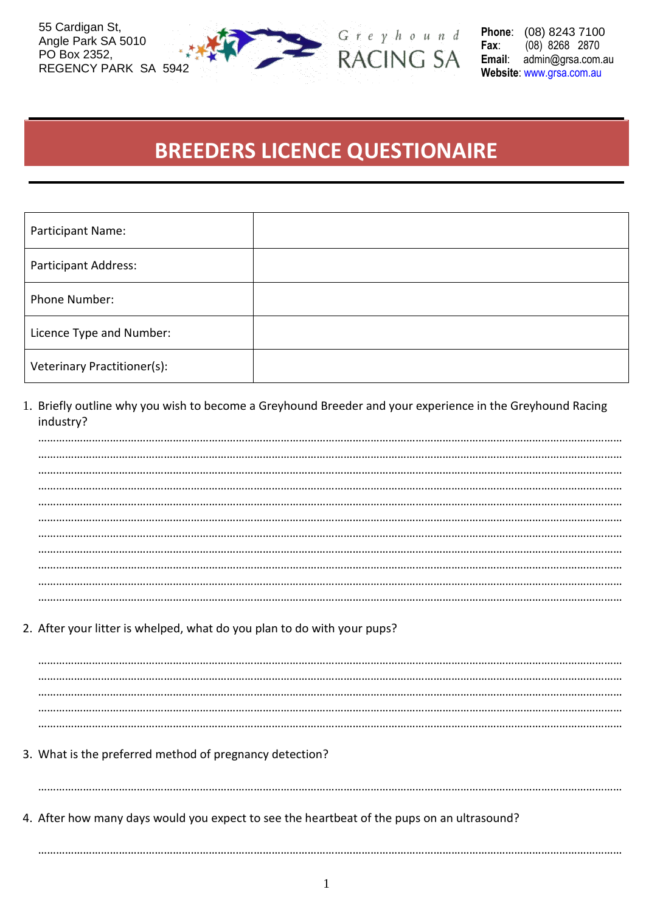55 Cardigan St,
Angle Park SA 5010
PO Box 2352,
REGENCY PARK SA 5942

Greyhound RACING SA

**Phone**: (08) 8243 7100
**Fax**: (08) 8268 2870
**Email**: admin@grsa.com.au
**Website**: www.grsa.com.au

# BREEDERS LICENCE QUESTIONAIRE

| Participant Name: | |
|---|---|
| Participant Address: | |
| Phone Number: | |
| Licence Type and Number: | |
| Veterinary Practitioner(s): | |

1. Briefly outline why you wish to become a Greyhound Breeder and your experience in the Greyhound Racing industry?

………………………………………………………………………………………………………………………………………………
………………………………………………………………………………………………………………………………………………
………………………………………………………………………………………………………………………………………………
………………………………………………………………………………………………………………………………………………
………………………………………………………………………………………………………………………………………………
………………………………………………………………………………………………………………………………………………
………………………………………………………………………………………………………………………………………………
………………………………………………………………………………………………………………………………………………
………………………………………………………………………………………………………………………………………………
………………………………………………………………………………………………………………………………………………
………………………………………………………………………………………………………………………………………………

2. After your litter is whelped, what do you plan to do with your pups?

………………………………………………………………………………………………………………………………………………
………………………………………………………………………………………………………………………………………………
………………………………………………………………………………………………………………………………………………
………………………………………………………………………………………………………………………………………………
………………………………………………………………………………………………………………………………………………

3. What is the preferred method of pregnancy detection?

………………………………………………………………………………………………………………………………………………

4. After how many days would you expect to see the heartbeat of the pups on an ultrasound?

………………………………………………………………………………………………………………………………………………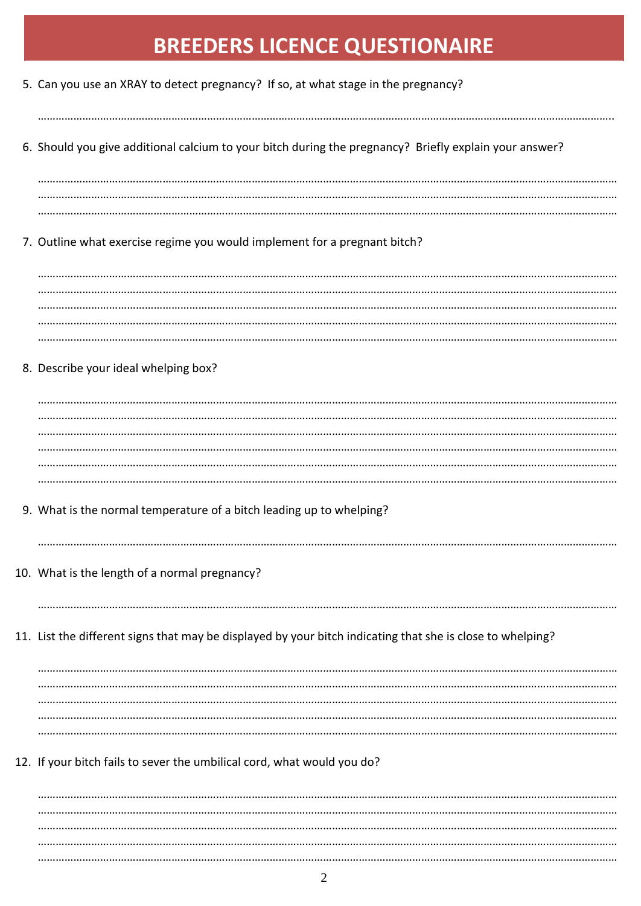# BREEDERS LICENCE QUESTIONAIRE

5. Can you use an XRAY to detect pregnancy? If so, at what stage in the pregnancy?

…………………………………………………………………………………………………………………………………………………………

6. Should you give additional calcium to your bitch during the pregnancy? Briefly explain your answer?

…………………………………………………………………………………………………………………………………………………………
…………………………………………………………………………………………………………………………………………………………
…………………………………………………………………………………………………………………………………………………………

7. Outline what exercise regime you would implement for a pregnant bitch?

…………………………………………………………………………………………………………………………………………………………
…………………………………………………………………………………………………………………………………………………………
…………………………………………………………………………………………………………………………………………………………
…………………………………………………………………………………………………………………………………………………………
…………………………………………………………………………………………………………………………………………………………

8. Describe your ideal whelping box?

…………………………………………………………………………………………………………………………………………………………
…………………………………………………………………………………………………………………………………………………………
…………………………………………………………………………………………………………………………………………………………
…………………………………………………………………………………………………………………………………………………………
…………………………………………………………………………………………………………………………………………………………
…………………………………………………………………………………………………………………………………………………………

9. What is the normal temperature of a bitch leading up to whelping?

…………………………………………………………………………………………………………………………………………………………

10. What is the length of a normal pregnancy?

…………………………………………………………………………………………………………………………………………………………

11. List the different signs that may be displayed by your bitch indicating that she is close to whelping?

…………………………………………………………………………………………………………………………………………………………
…………………………………………………………………………………………………………………………………………………………
…………………………………………………………………………………………………………………………………………………………
…………………………………………………………………………………………………………………………………………………………
…………………………………………………………………………………………………………………………………………………………

12. If your bitch fails to sever the umbilical cord, what would you do?

…………………………………………………………………………………………………………………………………………………………
…………………………………………………………………………………………………………………………………………………………
…………………………………………………………………………………………………………………………………………………………
…………………………………………………………………………………………………………………………………………………………
…………………………………………………………………………………………………………………………………………………………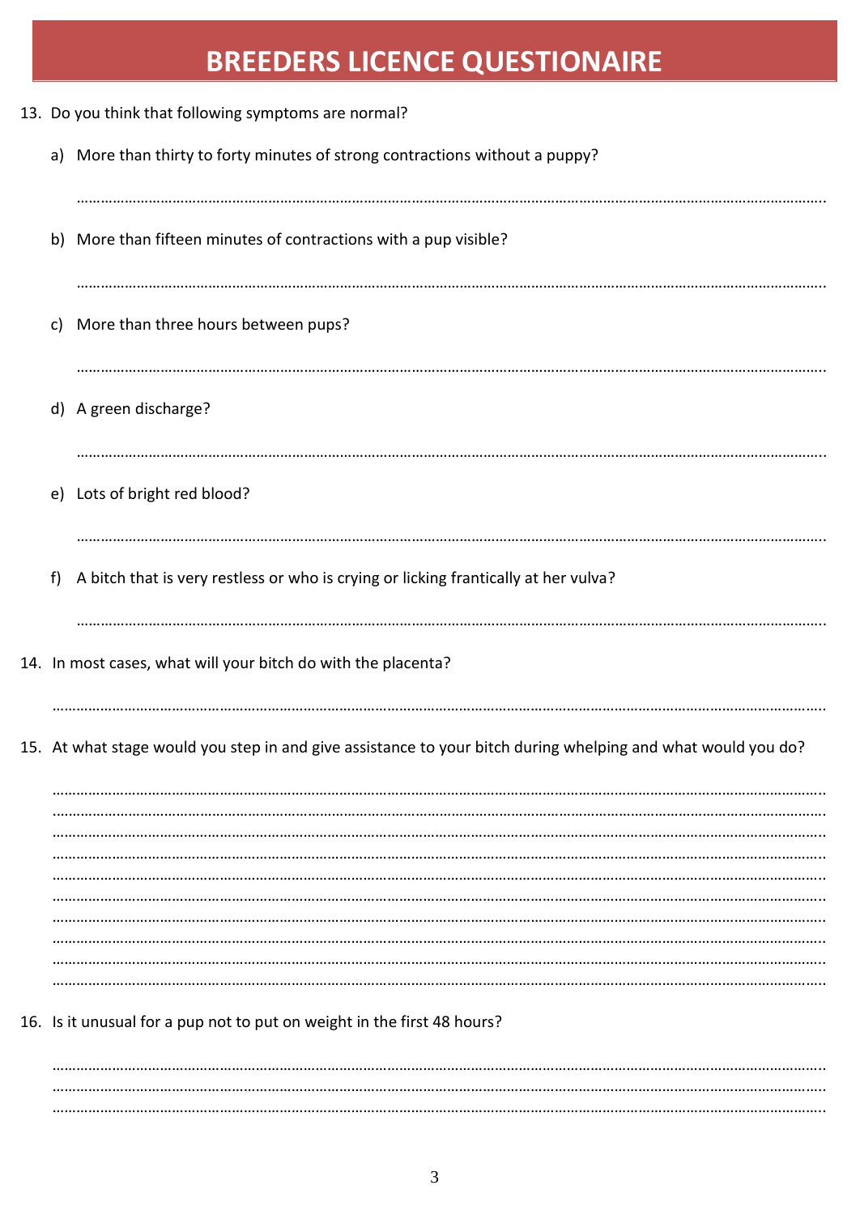# BREEDERS LICENCE QUESTIONAIRE

13. Do you think that following symptoms are normal?

    a) More than thirty to forty minutes of strong contractions without a puppy?

    ……………………………………………………………………………………………………………………………………………………

    b) More than fifteen minutes of contractions with a pup visible?

    ……………………………………………………………………………………………………………………………………………………

    c) More than three hours between pups?

    ……………………………………………………………………………………………………………………………………………………

    d) A green discharge?

    ……………………………………………………………………………………………………………………………………………………

    e) Lots of bright red blood?

    ……………………………………………………………………………………………………………………………………………………

    f) A bitch that is very restless or who is crying or licking frantically at her vulva?

    ……………………………………………………………………………………………………………………………………………………

14. In most cases, what will your bitch do with the placenta?

    ……………………………………………………………………………………………………………………………………………………

15. At what stage would you step in and give assistance to your bitch during whelping and what would you do?

    ……………………………………………………………………………………………………………………………………………………
    ……………………………………………………………………………………………………………………………………………………
    ……………………………………………………………………………………………………………………………………………………
    ……………………………………………………………………………………………………………………………………………………
    ……………………………………………………………………………………………………………………………………………………
    ……………………………………………………………………………………………………………………………………………………
    ……………………………………………………………………………………………………………………………………………………
    ……………………………………………………………………………………………………………………………………………………
    ……………………………………………………………………………………………………………………………………………………
    ……………………………………………………………………………………………………………………………………………………

16. Is it unusual for a pup not to put on weight in the first 48 hours?

    ……………………………………………………………………………………………………………………………………………………
    ……………………………………………………………………………………………………………………………………………………
    ……………………………………………………………………………………………………………………………………………………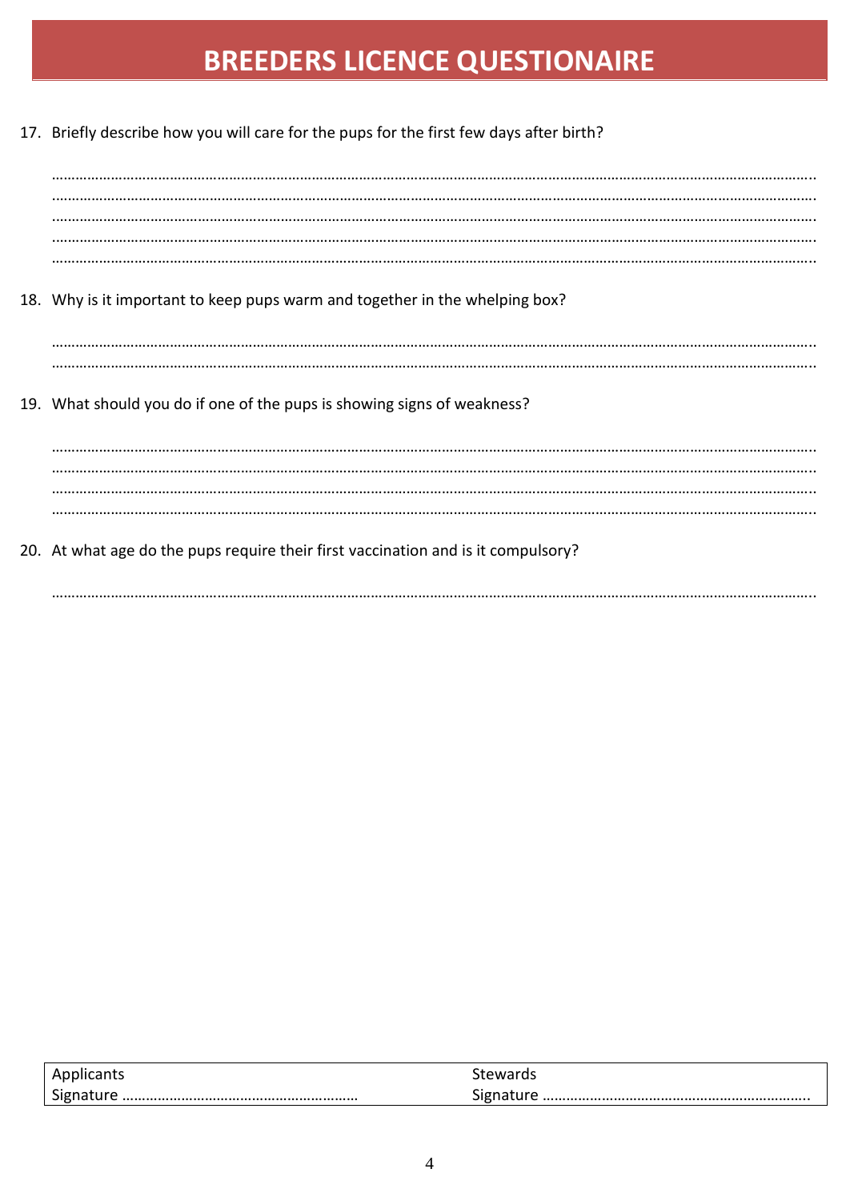# BREEDERS LICENCE QUESTIONAIRE

17. Briefly describe how you will care for the pups for the first few days after birth?

……………………………………………………………………………………………………………………………………………………………………
……………………………………………………………………………………………………………………………………………………………………
……………………………………………………………………………………………………………………………………………………………………
……………………………………………………………………………………………………………………………………………………………………
……………………………………………………………………………………………………………………………………………………………………

18. Why is it important to keep pups warm and together in the whelping box?

……………………………………………………………………………………………………………………………………………………………………
……………………………………………………………………………………………………………………………………………………………………

19. What should you do if one of the pups is showing signs of weakness?

……………………………………………………………………………………………………………………………………………………………………
……………………………………………………………………………………………………………………………………………………………………
……………………………………………………………………………………………………………………………………………………………………
……………………………………………………………………………………………………………………………………………………………………

20. At what age do the pups require their first vaccination and is it compulsory?

……………………………………………………………………………………………………………………………………………………………………

| | |
|---|---|
| Applicants Signature …………………………………………………… | Stewards Signature ………………………………………………………… |